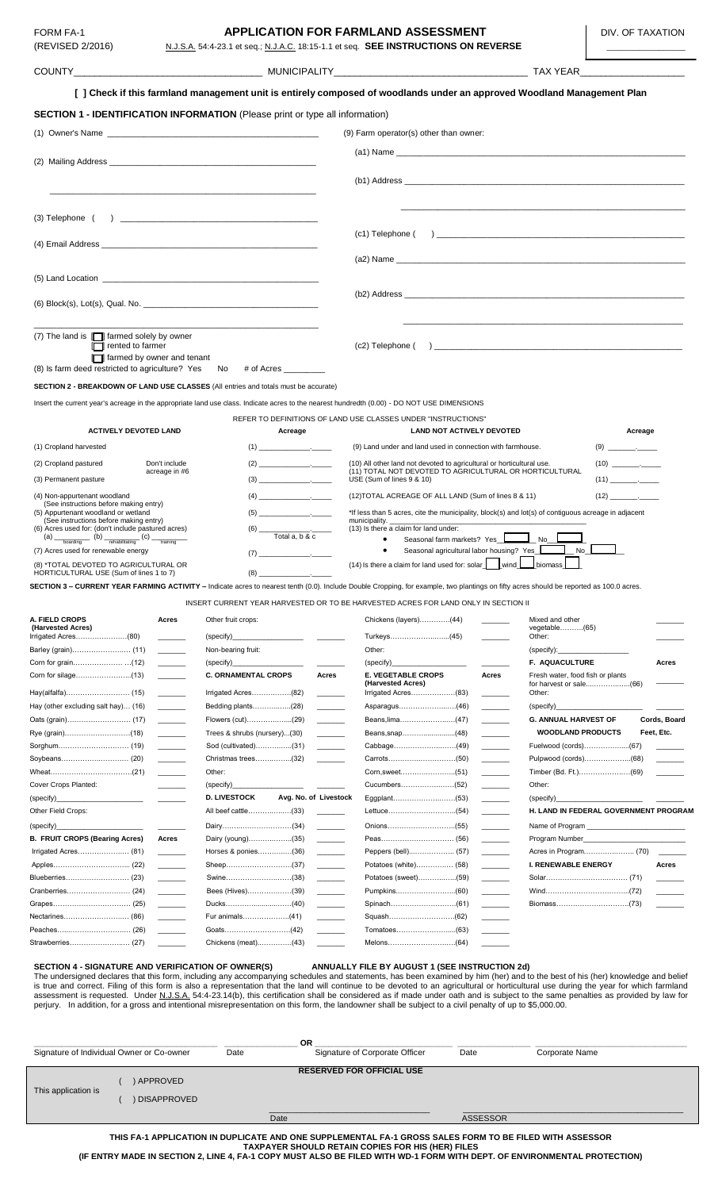FORM FA-1
(REVISED 2/2016)

# APPLICATION FOR FARMLAND ASSESSMENT

N.J.S.A. 54:4-23.1 et seq.; N.J.A.C. 18:15-1.1 et seq. **SEE INSTRUCTIONS ON REVERSE**

DIV. OF TAXATION

COUNTY_______________ MUNICIPALITY_______________ TAX YEAR_______________

**[ ] Check if this farmland management unit is entirely composed of woodlands under an approved Woodland Management Plan**

## SECTION 1 - IDENTIFICATION INFORMATION (Please print or type all information)

(1) Owner's Name _______________

(2) Mailing Address _______________

(3) Telephone ( ) _______________

(4) Email Address _______________

(5) Land Location _______________

(6) Block(s), Lot(s), Qual. No. _______________

(7) The land is [ ] farmed solely by owner
[ ] rented to farmer
[ ] farmed by owner and tenant

(8) Is farm deed restricted to agriculture? Yes No # of Acres ________

(9) Farm operator(s) other than owner:

(a1) Name _______________

(b1) Address _______________

(c1) Telephone ( ) _______________

(a2) Name _______________

(b2) Address _______________

(c2) Telephone ( ) _______________

## SECTION 2 - BREAKDOWN OF LAND USE CLASSES (All entries and totals must be accurate)

Insert the current year's acreage in the appropriate land use class. Indicate acres to the nearest hundredth (0.00) - DO NOT USE DIMENSIONS

REFER TO DEFINITIONS OF LAND USE CLASSES UNDER "INSTRUCTIONS"

| ACTIVELY DEVOTED LAND | Acreage | LAND NOT ACTIVELY DEVOTED | Acreage |
|---|---|---|---|
| (1) Cropland harvested | (1) ______.____ | (9) Land under and land used in connection with farmhouse. | (9) ______.____ |
| (2) Cropland pastured (Don't include acreage in #6) | (2) ______.____ | (10) All other land not devoted to agricultural or horticultural use. | (10) ______.____ |
| (3) Permanent pasture | (3) ______.____ | (11) TOTAL NOT DEVOTED TO AGRICULTURAL OR HORTICULTURAL USE (Sum of lines 9 & 10) | (11) ______.____ |
| (4) Non-appurtenant woodland (See instructions before making entry) | (4) ______.____ | (12)TOTAL ACREAGE OF ALL LAND (Sum of lines 8 & 11) | (12) ______.____ |
| (5) Appurtenant woodland or wetland (See instructions before making entry) | (5) ______.____ | *If less than 5 acres, cite the municipality, block(s) and lot(s) of contiguous acreage in adjacent municipality. ______________ | |
| (6) Acres used for: (don't include pastured acres) (a) ____ boarding (b) ____ rehabilitating (c) ____ training | (6) ______.____ Total a, b & c | (13) Is there a claim for land under: • Seasonal farm markets? Yes [ ] No [ ] • Seasonal agricultural labor housing? Yes [ ] No [ ] | |
| (7) Acres used for renewable energy | (7) ______.____ | (14) Is there a claim for land used for: solar [ ] wind [ ] biomass [ ] | |
| (8) *TOTAL DEVOTED TO AGRICULTURAL OR HORTICULTURAL USE (Sum of lines 1 to 7) | (8) ______.____ | | |

## SECTION 3 – CURRENT YEAR FARMING ACTIVITY – Indicate acres to nearest tenth (0.0). Include Double Cropping, for example, two plantings on fifty acres should be reported as 100.0 acres.

INSERT CURRENT YEAR HARVESTED OR TO BE HARVESTED ACRES FOR LAND ONLY IN SECTION II

| A. FIELD CROPS (Harvested Acres) | Acres | Other fruit crops: | | Chickens (layers)(44) | | Mixed and other vegetable(65) | |
|---|---|---|---|---|---|---|---|
| Irrigated Acres(80) | | (specify)________ | | Turkeys(45) | | Other: | |
| Barley (grain)(11) | | Non-bearing fruit: | | Other: | | (specify):________ | |
| Corn for grain(12) | | (specify)________ | | (specify)________ | | **F. AQUACULTURE** | **Acres** |
| Corn for silage(13) | | **C. ORNAMENTAL CROPS** | **Acres** | **E. VEGETABLE CROPS (Harvested Acres)** | **Acres** | Fresh water, food fish or plants for harvest or sale(66) | |
| Hay(alfalfa)(15) | | Irrigated Acres(82) | | Irrigated Acres(83) | | Other: | |
| Hay (other excluding salt hay)(16) | | Bedding plants(28) | | Asparagus(46) | | (specify)________ | |
| Oats (grain)(17) | | Flowers (cut)(29) | | Beans,lima(47) | | **G. ANNUAL HARVEST OF WOODLAND PRODUCTS** | **Cords, Board Feet, Etc.** |
| Rye (grain)(18) | | Trees & shrubs (nursery)(30) | | Beans,snap(48) | | | |
| Sorghum(19) | | Sod (cultivated)(31) | | Cabbage(49) | | Fuelwood (cords)(67) | |
| Soybeans(20) | | Christmas trees(32) | | Carrots(50) | | Pulpwood (cords)(68) | |
| Wheat(21) | | Other: | | Corn,sweet(51) | | Timber (Bd. Ft.)(69) | |
| Cover Crops Planted: | | (specify)________ | | Cucumbers(52) | | Other: | |
| (specify)________ | | **D. LIVESTOCK** | **Avg. No. of Livestock** | Eggplant(53) | | (specify)________ | |
| Other Field Crops: | | All beef cattle(33) | | Lettuce(54) | | **H. LAND IN FEDERAL GOVERNMENT PROGRAM** | |
| (specify)________ | | Dairy(34) | | Onions(55) | | Name of Program ________ | |
| **B. FRUIT CROPS (Bearing Acres)** | **Acres** | Dairy (young)(35) | | Peas(56) | | Program Number________ | |
| Irrigated Acres(81) | | Horses & ponies(36) | | Peppers (bell)(57) | | Acres in Program(70) | |
| Apples(22) | | Sheep(37) | | Potatoes (white)(58) | | **I. RENEWABLE ENERGY** | **Acres** |
| Blueberries(23) | | Swine(38) | | Potatoes (sweet)(59) | | Solar(71) | |
| Cranberries(24) | | Bees (Hives)(39) | | Pumpkins(60) | | Wind(72) | |
| Grapes(25) | | Ducks(40) | | Spinach(61) | | Biomass(73) | |
| Nectarines(86) | | Fur animals(41) | | Squash(62) | | | |
| Peaches(26) | | Goats(42) | | Tomatoes(63) | | | |
| Strawberries(27) | | Chickens (meat)(43) | | Melons(64) | | | |

## SECTION 4 - SIGNATURE AND VERIFICATION OF OWNER(S) ANNUALLY FILE BY AUGUST 1 (SEE INSTRUCTION 2d)

The undersigned declares that this form, including any accompanying schedules and statements, has been examined by him (her) and to the best of his (her) knowledge and belief is true and correct. Filing of this form is also a representation that the land will continue to be devoted to an agricultural or horticultural use during the year for which farmland assessment is requested. Under N.J.S.A. 54:4-23.14(b), this certification shall be considered as if made under oath and is subject to the same penalties as provided by law for perjury. In addition, for a gross and intentional misrepresentation on this form, the landowner shall be subject to a civil penalty of up to $5,000.00.

| Signature of Individual Owner or Co-owner | Date | OR | Signature of Corporate Officer | Date | Corporate Name |
|---|---|---|---|---|---|

**RESERVED FOR OFFICIAL USE**

This application is ( ) APPROVED ( ) DISAPPROVED

Date _______________ ASSESSOR _______________

**THIS FA-1 APPLICATION IN DUPLICATE AND ONE SUPPLEMENTAL FA-1 GROSS SALES FORM TO BE FILED WITH ASSESSOR**
**TAXPAYER SHOULD RETAIN COPIES FOR HIS (HER) FILES**
**(IF ENTRY MADE IN SECTION 2, LINE 4, FA-1 COPY MUST ALSO BE FILED WITH WD-1 FORM WITH DEPT. OF ENVIRONMENTAL PROTECTION)**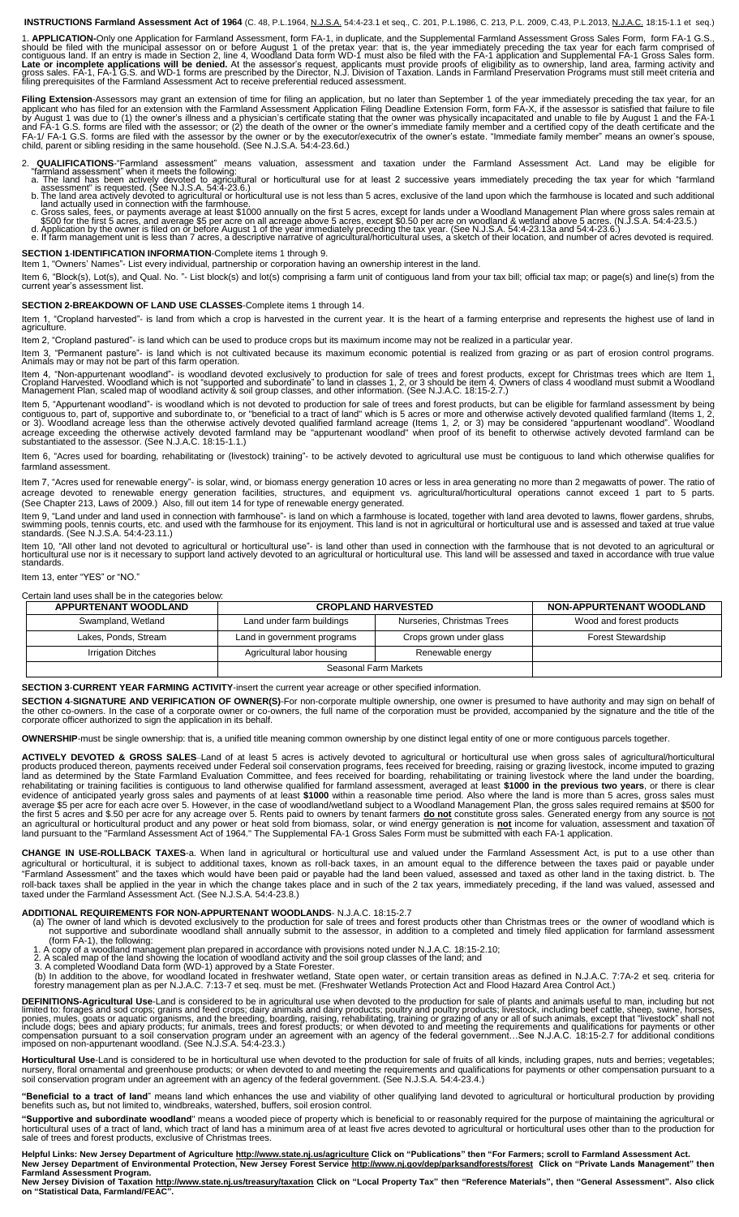**INSTRUCTIONS Farmland Assessment Act of 1964** (C. 48, P.L.1964, N.J.S.A. 54:4-23.1 et seq., C. 201, P.L.1986, C. 213, P.L. 2009, C.43, P.L.2013, N.J.A.C. 18:15-1.1 et seq.)

1. **APPLICATION-**Only one Application for Farmland Assessment, form FA-1, in duplicate, and the Supplemental Farmland Assessment Gross Sales Form, form FA-1 G.S., should be filed with the municipal assessor on or before August 1 of the pretax year: that is, the year immediately preceding the tax year for each farm comprised of contiguous land. If an entry is made in Section 2, line 4, Woodland Data form WD-1 must also be filed with the FA-1 application and Supplemental FA-1 Gross Sales form. **Late or incomplete applications will be denied.** At the assessor's request, applicants must provide proofs of eligibility as to ownership, land area, farming activity and gross sales. FA-1, FA-1 G.S. and WD-1 forms are prescribed by the Director, N.J. Division of Taxation. Lands in Farmland Preservation Programs must still meet criteria and filing prerequisites of the Farmland Assessment Act to receive preferential assessment.

**Filing Extension**-Assessors may grant an extension of time for filing an application, but no later than September 1 of the year immediately preceding the tax year, for an applicant who has filed for an extension with the Farmland Assessment Application Filing Deadline Extension Form, form FA-X, if the assessor is satisfied that failure to file by August 1 was due to (1) the owner's illness and a physician's certificate stating that the owner was physically incapacitated and unable to file by August 1 and the FA-1 and FA-1 G.S. forms are filed with the assessor; or (2) the death of the owner or the owner's immediate family member and a certified copy of the death certificate and the FA-1/ FA-1 G.S. forms are filed with the assessor by the owner or by the executor/executrix of the owner's estate. "Immediate family member" means an owner's spouse, child, parent or sibling residing in the same household. (See N.J.S.A. 54:4-23.6d.)

2. **QUALIFICATIONS**-"Farmland assessment" means valuation, assessment and taxation under the Farmland Assessment Act. Land may be eligible for "farmland assessment" when it meets the following:
   a. The land has been actively devoted to agricultural or horticultural use for at least 2 successive years immediately preceding the tax year for which "farmland assessment" is requested. (See N.J.S.A. 54:4-23.6.)
   b. The land area actively devoted to agricultural or horticultural use is not less than 5 acres, exclusive of the land upon which the farmhouse is located and such additional land actually used in connection with the farmhouse.
   c. Gross sales, fees, or payments average at least $1000 annually on the first 5 acres, except for lands under a Woodland Management Plan where gross sales remain at $500 for the first 5 acres, and average $5 per acre on all acreage above 5 acres, except $0.50 per acre on woodland & wetland above 5 acres. (N.J.S.A. 54:4-23.5.)
   d. Application by the owner is filed on or before August 1 of the year immediately preceding the tax year. (See N.J.S.A. 54:4-23.13a and 54:4-23.6.)
   e. If farm management unit is less than 7 acres, a descriptive narrative of agricultural/horticultural uses, a sketch of their location, and number of acres devoted is required.

**SECTION 1**-**IDENTIFICATION INFORMATION**-Complete items 1 through 9.

Item 1, "Owners' Names"- List every individual, partnership or corporation having an ownership interest in the land.

Item 6, "Block(s), Lot(s), and Qual. No. "- List block(s) and lot(s) comprising a farm unit of contiguous land from your tax bill; official tax map; or page(s) and line(s) from the current year's assessment list.

**SECTION 2-BREAKDOWN OF LAND USE CLASSES**-Complete items 1 through 14.

Item 1, "Cropland harvested"- is land from which a crop is harvested in the current year. It is the heart of a farming enterprise and represents the highest use of land in agriculture.

Item 2, "Cropland pastured"- is land which can be used to produce crops but its maximum income may not be realized in a particular year.

Item 3, "Permanent pasture"- is land which is not cultivated because its maximum economic potential is realized from grazing or as part of erosion control programs. Animals may or may not be part of this farm operation.

Item 4, "Non-appurtenant woodland"- is woodland devoted exclusively to production for sale of trees and forest products, except for Christmas trees which are Item 1, Cropland Harvested. Woodland which is not "supported and subordinate" to land in classes 1, 2, or 3 should be item 4. Owners of class 4 woodland must submit a Woodland Management Plan, scaled map of woodland activity & soil group classes, and other information. (See N.J.A.C. 18:15-2.7.)

Item 5, "Appurtenant woodland"- is woodland which is not devoted to production for sale of trees and forest products, but can be eligible for farmland assessment by being contiguous to, part of, supportive and subordinate to, or "beneficial to a tract of land" which is 5 acres or more and otherwise actively devoted qualified farmland (Items 1, 2, or 3). Woodland acreage less than the otherwise actively devoted qualified farmland acreage (Items 1, *2*, or 3) may be considered "appurtenant woodland". Woodland acreage exceeding the otherwise actively devoted farmland may be "appurtenant woodland" when proof of its benefit to otherwise actively devoted farmland can be substantiated to the assessor. (See N.J.A.C. 18:15-1.1.)

Item 6, "Acres used for boarding, rehabilitating or (livestock) training"- to be actively devoted to agricultural use must be contiguous to land which otherwise qualifies for farmland assessment.

Item 7, "Acres used for renewable energy"- is solar, wind, or biomass energy generation 10 acres or less in area generating no more than 2 megawatts of power. The ratio of acreage devoted to renewable energy generation facilities, structures, and equipment vs. agricultural/horticultural operations cannot exceed 1 part to 5 parts. (See Chapter 213, Laws of 2009.) Also, fill out item 14 for type of renewable energy generated.

Item 9, "Land under and land used in connection with farmhouse"- is land on which a farmhouse is located, together with land area devoted to lawns, flower gardens, shrubs, swimming pools, tennis courts, etc. and used with the farmhouse for its enjoyment. This land is not in agricultural or horticultural use and is assessed and taxed at true value standards. (See N.J.S.A. 54:4-23.11.)

Item 10, "All other land not devoted to agricultural or horticultural use"- is land other than used in connection with the farmhouse that is not devoted to an agricultural or horticultural use nor is it necessary to support land actively devoted to an agricultural or horticultural use. This land will be assessed and taxed in accordance with true value standards.

Item 13, enter "YES" or "NO."

Certain land uses shall be in the categories below:

| APPURTENANT WOODLAND | CROPLAND HARVESTED | | NON-APPURTENANT WOODLAND |
|---|---|---|---|
| Swampland, Wetland | Land under farm buildings | Nurseries, Christmas Trees | Wood and forest products |
| Lakes, Ponds, Stream | Land in government programs | Crops grown under glass | Forest Stewardship |
| Irrigation Ditches | Agricultural labor housing | Renewable energy | |
| | Seasonal Farm Markets | | |

**SECTION 3**-**CURRENT YEAR FARMING ACTIVITY**-insert the current year acreage or other specified information.

**SECTION 4**-**SIGNATURE AND VERIFICATION OF OWNER(S)**-For non-corporate multiple ownership, one owner is presumed to have authority and may sign on behalf of the other co-owners. In the case of a corporate owner or co-owners, the full name of the corporation must be provided, accompanied by the signature and the title of the corporate officer authorized to sign the application in its behalf.

**OWNERSHIP**-must be single ownership: that is, a unified title meaning common ownership by one distinct legal entity of one or more contiguous parcels together.

**ACTIVELY DEVOTED & GROSS SALES**-Land of at least 5 acres is actively devoted to agricultural or horticultural use when gross sales of agricultural/horticultural products produced thereon, payments received under Federal soil conservation programs, fees received for breeding, raising or grazing livestock, income imputed to grazing land as determined by the State Farmland Evaluation Committee, and fees received for boarding, rehabilitating or training livestock where the land under the boarding, rehabilitating or training facilities is contiguous to land otherwise qualified for farmland assessment, averaged at least **$1000 in the previous two years**, or there is clear evidence of anticipated yearly gross sales and payments of at least **$1000** within a reasonable time period. Also where the land is more than 5 acres, gross sales must average $5 per acre for each acre over 5. However, in the case of woodland/wetland subject to a Woodland Management Plan, the gross sales required remains at $500 for the first 5 acres and $.50 per acre for any acreage over 5. Rents paid to owners by tenant farmers **do not** constitute gross sales. Generated energy from any source is not an agricultural or horticultural product and any power or heat sold from biomass, solar, or wind energy generation is **not** income for valuation, assessment and taxation of land pursuant to the "Farmland Assessment Act of 1964." The Supplemental FA-1 Gross Sales Form must be submitted with each FA-1 application.

**CHANGE IN USE-ROLLBACK TAXES**-a. When land in agricultural or horticultural use and valued under the Farmland Assessment Act, is put to a use other than agricultural or horticultural, it is subject to additional taxes, known as roll-back taxes, in an amount equal to the difference between the taxes paid or payable under "Farmland Assessment" and the taxes which would have been paid or payable had the land been valued, assessed and taxed as other land in the taxing district. b. The roll-back taxes shall be applied in the year in which the change takes place and in such of the 2 tax years, immediately preceding, if the land was valued, assessed and taxed under the Farmland Assessment Act. (See N.J.S.A. 54:4-23.8.)

**ADDITIONAL REQUIREMENTS FOR NON-APPURTENANT WOODLANDS**- N.J.A.C. 18:15-2.7

(a) The owner of land which is devoted exclusively to the production for sale of trees and forest products other than Christmas trees or the owner of woodland which is not supportive and subordinate woodland shall annually submit to the assessor, in addition to a completed and timely filed application for farmland assessment (form FA-1), the following:

1. A copy of a woodland management plan prepared in accordance with provisions noted under N.J.A.C. 18:15-2.10;
2. A scaled map of the land showing the location of woodland activity and the soil group classes of the land; and
3. A completed Woodland Data form (WD-1) approved by a State Forester.

(b) In addition to the above, for woodland located in freshwater wetland, State open water, or certain transition areas as defined in N.J.A.C. 7:7A-2 et seq. criteria for forestry management plan as per N.J.A.C. 7:13-7 et seq. must be met. (Freshwater Wetlands Protection Act and Flood Hazard Area Control Act.)

**DEFINITIONS-Agricultural Use**-Land is considered to be in agricultural use when devoted to the production for sale of plants and animals useful to man, including but not limited to: forages and sod crops; grains and feed crops; dairy animals and dairy products; poultry and poultry products; livestock, including beef cattle, sheep, swine, horses, ponies, mules, goats or aquatic organisms, and the breeding, boarding, raising, rehabilitating, training or grazing of any or all of such animals, except that "livestock" shall not include dogs; bees and apiary products; fur animals, trees and forest products; or when devoted to and meeting the requirements and qualifications for payments or other compensation pursuant to a soil conservation program under an agreement with an agency of the federal government…See N.J.A.C. 18:15-2.7 for additional conditions imposed on non-appurtenant woodland. (See N.J.S.A. 54:4-23.3.)

**Horticultural Use**-Land is considered to be in horticultural use when devoted to the production for sale of fruits of all kinds, including grapes, nuts and berries; vegetables; nursery, floral ornamental and greenhouse products; or when devoted to and meeting the requirements and qualifications for payments or other compensation pursuant to a soil conservation program under an agreement with an agency of the federal government. (See N.J.S.A. 54:4-23.4.)

**"Beneficial to a tract of land**" means land which enhances the use and viability of other qualifying land devoted to agricultural or horticultural production by providing benefits such as**,** but not limited to, windbreaks, watershed, buffers, soil erosion control.

**"Supportive and subordinate woodland**" means a wooded piece of property which is beneficial to or reasonably required for the purpose of maintaining the agricultural or horticultural uses of a tract of land, which tract of land has a minimum area of at least five acres devoted to agricultural or horticultural uses other than to the production for sale of trees and forest products, exclusive of Christmas trees.

**Helpful Links: New Jersey Department of Agriculture http://www.state.nj.us/agriculture Click on "Publications" then "For Farmers; scroll to Farmland Assessment Act. New Jersey Department of Environmental Protection, New Jersey Forest Service http://www.nj.gov/dep/parksandforests/forest Click on "Private Lands Management" then Farmland Assessment Program.**
**New Jersey Division of Taxation http://www.state.nj.us/treasury/taxation Click on "Local Property Tax" then "Reference Materials", then "General Assessment". Also click on "Statistical Data, Farmland/FEAC".**